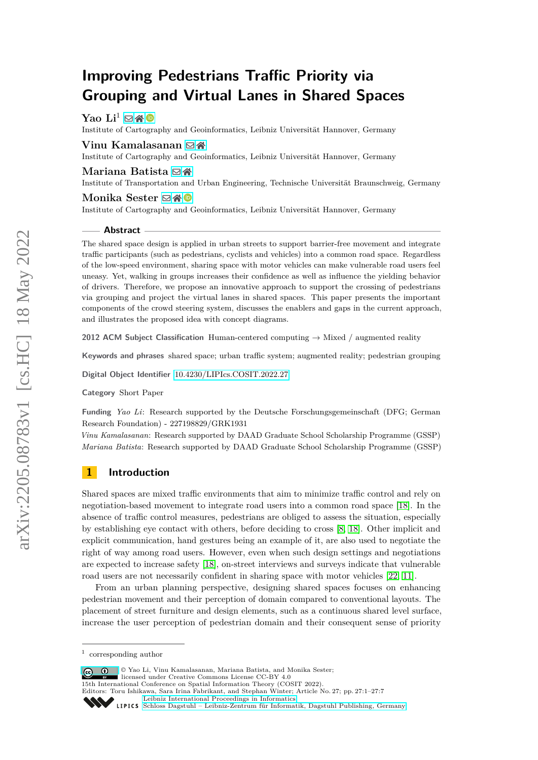# Improving Pedestrians Traffic Priority via Grouping and Virtual Lanes in Shared Spaces

**Yao Li**[1]
Institute of Cartography and Geoinformatics, Leibniz Universität Hannover, Germany

**Vinu Kamalasanan**
Institute of Cartography and Geoinformatics, Leibniz Universität Hannover, Germany

**Mariana Batista**
Institute of Transportation and Urban Engineering, Technische Universität Braunschweig, Germany

**Monika Sester**
Institute of Cartography and Geoinformatics, Leibniz Universität Hannover, Germany

## Abstract

The shared space design is applied in urban streets to support barrier-free movement and integrate traffic participants (such as pedestrians, cyclists and vehicles) into a common road space. Regardless of the low-speed environment, sharing space with motor vehicles can make vulnerable road users feel uneasy. Yet, walking in groups increases their confidence as well as influence the yielding behavior of drivers. Therefore, we propose an innovative approach to support the crossing of pedestrians via grouping and project the virtual lanes in shared spaces. This paper presents the important components of the crowd steering system, discusses the enablers and gaps in the current approach, and illustrates the proposed idea with concept diagrams.

**2012 ACM Subject Classification** Human-centered computing → Mixed / augmented reality

**Keywords and phrases** shared space; urban traffic system; augmented reality; pedestrian grouping

**Digital Object Identifier** 10.4230/LIPIcs.COSIT.2022.27

**Category** Short Paper

**Funding** *Yao Li*: Research supported by the Deutsche Forschungsgemeinschaft (DFG; German Research Foundation) - 227198829/GRK1931
*Vinu Kamalasanan*: Research supported by DAAD Graduate School Scholarship Programme (GSSP)
*Mariana Batista*: Research supported by DAAD Graduate School Scholarship Programme (GSSP)

## 1 Introduction

Shared spaces are mixed traffic environments that aim to minimize traffic control and rely on negotiation-based movement to integrate road users into a common road space [18]. In the absence of traffic control measures, pedestrians are obliged to assess the situation, especially by establishing eye contact with others, before deciding to cross [8, 18]. Other implicit and explicit communication, hand gestures being an example of it, are also used to negotiate the right of way among road users. However, even when such design settings and negotiations are expected to increase safety [18], on-street interviews and surveys indicate that vulnerable road users are not necessarily confident in sharing space with motor vehicles [22, 11].

From an urban planning perspective, designing shared spaces focuses on enhancing pedestrian movement and their perception of domain compared to conventional layouts. The placement of street furniture and design elements, such as a continuous shared level surface, increase the user perception of pedestrian domain and their consequent sense of priority

[1] corresponding author

© Yao Li, Vinu Kamalasanan, Mariana Batista, and Monika Sester; licensed under Creative Commons License CC-BY 4.0
15th International Conference on Spatial Information Theory (COSIT 2022).
Editors: Toru Ishikawa, Sara Irina Fabrikant, and Stephan Winter; Article No. 27; pp. 27:1–27:7
Leibniz International Proceedings in Informatics
Schloss Dagstuhl – Leibniz-Zentrum für Informatik, Dagstuhl Publishing, Germany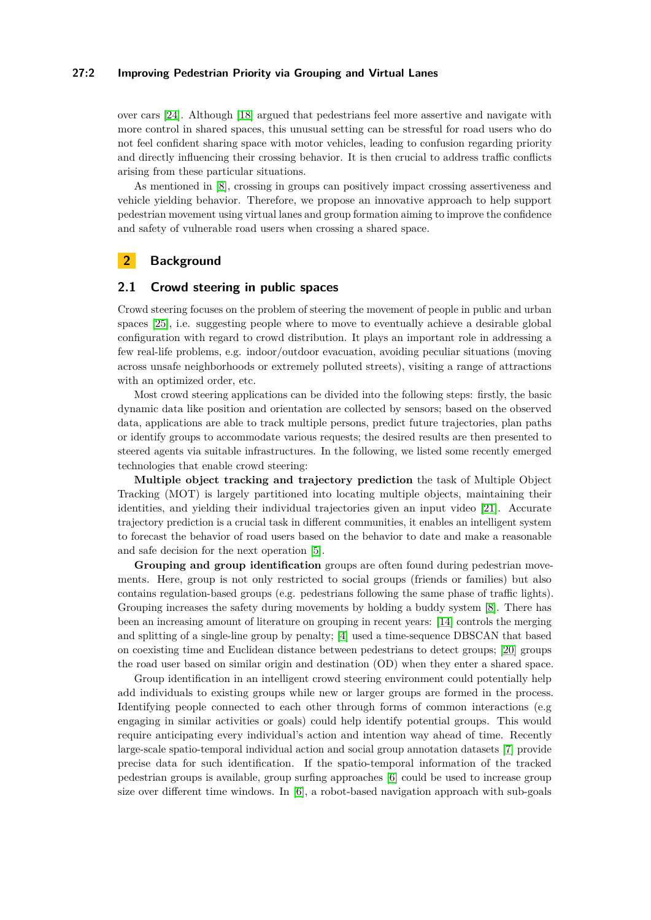over cars [24]. Although [18] argued that pedestrians feel more assertive and navigate with more control in shared spaces, this unusual setting can be stressful for road users who do not feel confident sharing space with motor vehicles, leading to confusion regarding priority and directly influencing their crossing behavior. It is then crucial to address traffic conflicts arising from these particular situations.

As mentioned in [8], crossing in groups can positively impact crossing assertiveness and vehicle yielding behavior. Therefore, we propose an innovative approach to help support pedestrian movement using virtual lanes and group formation aiming to improve the confidence and safety of vulnerable road users when crossing a shared space.

## 2 Background

### 2.1 Crowd steering in public spaces

Crowd steering focuses on the problem of steering the movement of people in public and urban spaces [25], i.e. suggesting people where to move to eventually achieve a desirable global configuration with regard to crowd distribution. It plays an important role in addressing a few real-life problems, e.g. indoor/outdoor evacuation, avoiding peculiar situations (moving across unsafe neighborhoods or extremely polluted streets), visiting a range of attractions with an optimized order, etc.

Most crowd steering applications can be divided into the following steps: firstly, the basic dynamic data like position and orientation are collected by sensors; based on the observed data, applications are able to track multiple persons, predict future trajectories, plan paths or identify groups to accommodate various requests; the desired results are then presented to steered agents via suitable infrastructures. In the following, we listed some recently emerged technologies that enable crowd steering:

**Multiple object tracking and trajectory prediction** the task of Multiple Object Tracking (MOT) is largely partitioned into locating multiple objects, maintaining their identities, and yielding their individual trajectories given an input video [21]. Accurate trajectory prediction is a crucial task in different communities, it enables an intelligent system to forecast the behavior of road users based on the behavior to date and make a reasonable and safe decision for the next operation [5].

**Grouping and group identification** groups are often found during pedestrian movements. Here, group is not only restricted to social groups (friends or families) but also contains regulation-based groups (e.g. pedestrians following the same phase of traffic lights). Grouping increases the safety during movements by holding a buddy system [8]. There has been an increasing amount of literature on grouping in recent years: [14] controls the merging and splitting of a single-line group by penalty; [4] used a time-sequence DBSCAN that based on coexisting time and Euclidean distance between pedestrians to detect groups; [20] groups the road user based on similar origin and destination (OD) when they enter a shared space.

Group identification in an intelligent crowd steering environment could potentially help add individuals to existing groups while new or larger groups are formed in the process. Identifying people connected to each other through forms of common interactions (e.g engaging in similar activities or goals) could help identify potential groups. This would require anticipating every individual's action and intention way ahead of time. Recently large-scale spatio-temporal individual action and social group annotation datasets [7] provide precise data for such identification. If the spatio-temporal information of the tracked pedestrian groups is available, group surfing approaches [6] could be used to increase group size over different time windows. In [6], a robot-based navigation approach with sub-goals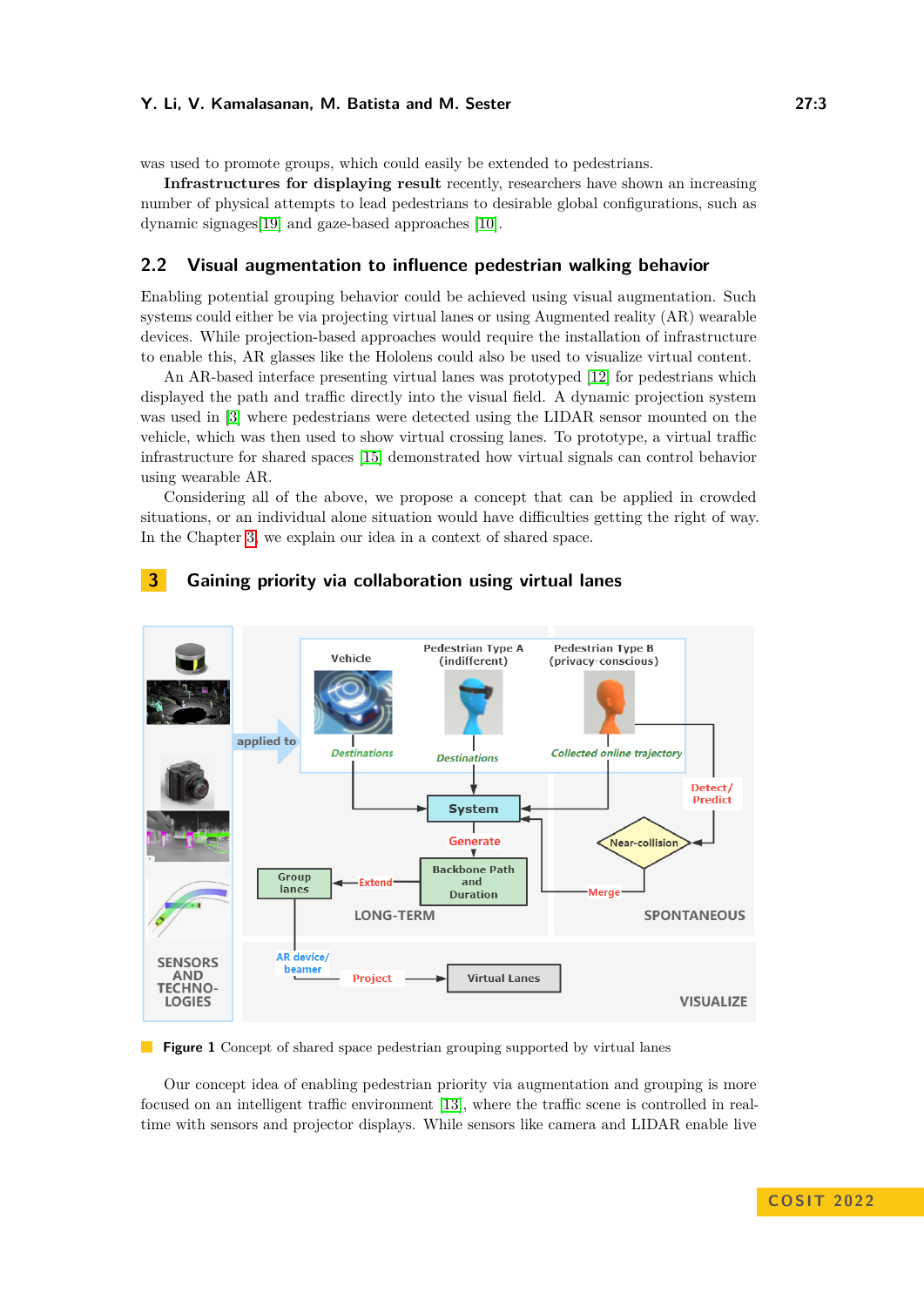was used to promote groups, which could easily be extended to pedestrians.

**Infrastructures for displaying result** recently, researchers have shown an increasing number of physical attempts to lead pedestrians to desirable global configurations, such as dynamic signages[19] and gaze-based approaches [10].

## 2.2 Visual augmentation to influence pedestrian walking behavior

Enabling potential grouping behavior could be achieved using visual augmentation. Such systems could either be via projecting virtual lanes or using Augmented reality (AR) wearable devices. While projection-based approaches would require the installation of infrastructure to enable this, AR glasses like the Hololens could also be used to visualize virtual content.

An AR-based interface presenting virtual lanes was prototyped [12] for pedestrians which displayed the path and traffic directly into the visual field. A dynamic projection system was used in [3] where pedestrians were detected using the LIDAR sensor mounted on the vehicle, which was then used to show virtual crossing lanes. To prototype, a virtual traffic infrastructure for shared spaces [15] demonstrated how virtual signals can control behavior using wearable AR.

Considering all of the above, we propose a concept that can be applied in crowded situations, or an individual alone situation would have difficulties getting the right of way. In the Chapter 3, we explain our idea in a context of shared space.

# 3 Gaining priority via collaboration using virtual lanes

**Figure 1** Concept of shared space pedestrian grouping supported by virtual lanes

Our concept idea of enabling pedestrian priority via augmentation and grouping is more focused on an intelligent traffic environment [13], where the traffic scene is controlled in real-time with sensors and projector displays. While sensors like camera and LIDAR enable live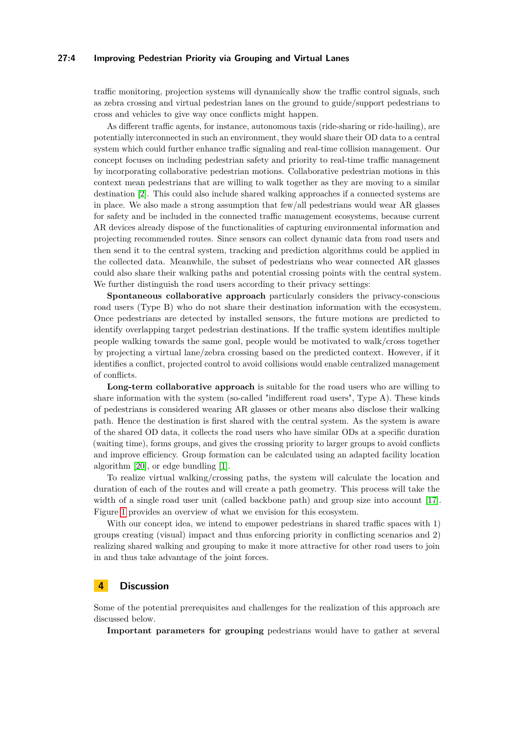traffic monitoring, projection systems will dynamically show the traffic control signals, such as zebra crossing and virtual pedestrian lanes on the ground to guide/support pedestrians to cross and vehicles to give way once conflicts might happen.

As different traffic agents, for instance, autonomous taxis (ride-sharing or ride-hailing), are potentially interconnected in such an environment, they would share their OD data to a central system which could further enhance traffic signaling and real-time collision management. Our concept focuses on including pedestrian safety and priority to real-time traffic management by incorporating collaborative pedestrian motions. Collaborative pedestrian motions in this context mean pedestrians that are willing to walk together as they are moving to a similar destination [2]. This could also include shared walking approaches if a connected systems are in place. We also made a strong assumption that few/all pedestrians would wear AR glasses for safety and be included in the connected traffic management ecosystems, because current AR devices already dispose of the functionalities of capturing environmental information and projecting recommended routes. Since sensors can collect dynamic data from road users and then send it to the central system, tracking and prediction algorithms could be applied in the collected data. Meanwhile, the subset of pedestrians who wear connected AR glasses could also share their walking paths and potential crossing points with the central system. We further distinguish the road users according to their privacy settings:

**Spontaneous collaborative approach** particularly considers the privacy-conscious road users (Type B) who do not share their destination information with the ecosystem. Once pedestrians are detected by installed sensors, the future motions are predicted to identify overlapping target pedestrian destinations. If the traffic system identifies multiple people walking towards the same goal, people would be motivated to walk/cross together by projecting a virtual lane/zebra crossing based on the predicted context. However, if it identifies a conflict, projected control to avoid collisions would enable centralized management of conflicts.

**Long-term collaborative approach** is suitable for the road users who are willing to share information with the system (so-called "indifferent road users", Type A). These kinds of pedestrians is considered wearing AR glasses or other means also disclose their walking path. Hence the destination is first shared with the central system. As the system is aware of the shared OD data, it collects the road users who have similar ODs at a specific duration (waiting time), forms groups, and gives the crossing priority to larger groups to avoid conflicts and improve efficiency. Group formation can be calculated using an adapted facility location algorithm [20], or edge bundling [1].

To realize virtual walking/crossing paths, the system will calculate the location and duration of each of the routes and will create a path geometry. This process will take the width of a single road user unit (called backbone path) and group size into account [17]. Figure 1 provides an overview of what we envision for this ecosystem.

With our concept idea, we intend to empower pedestrians in shared traffic spaces with 1) groups creating (visual) impact and thus enforcing priority in conflicting scenarios and 2) realizing shared walking and grouping to make it more attractive for other road users to join in and thus take advantage of the joint forces.

## 4 Discussion

Some of the potential prerequisites and challenges for the realization of this approach are discussed below.

**Important parameters for grouping** pedestrians would have to gather at several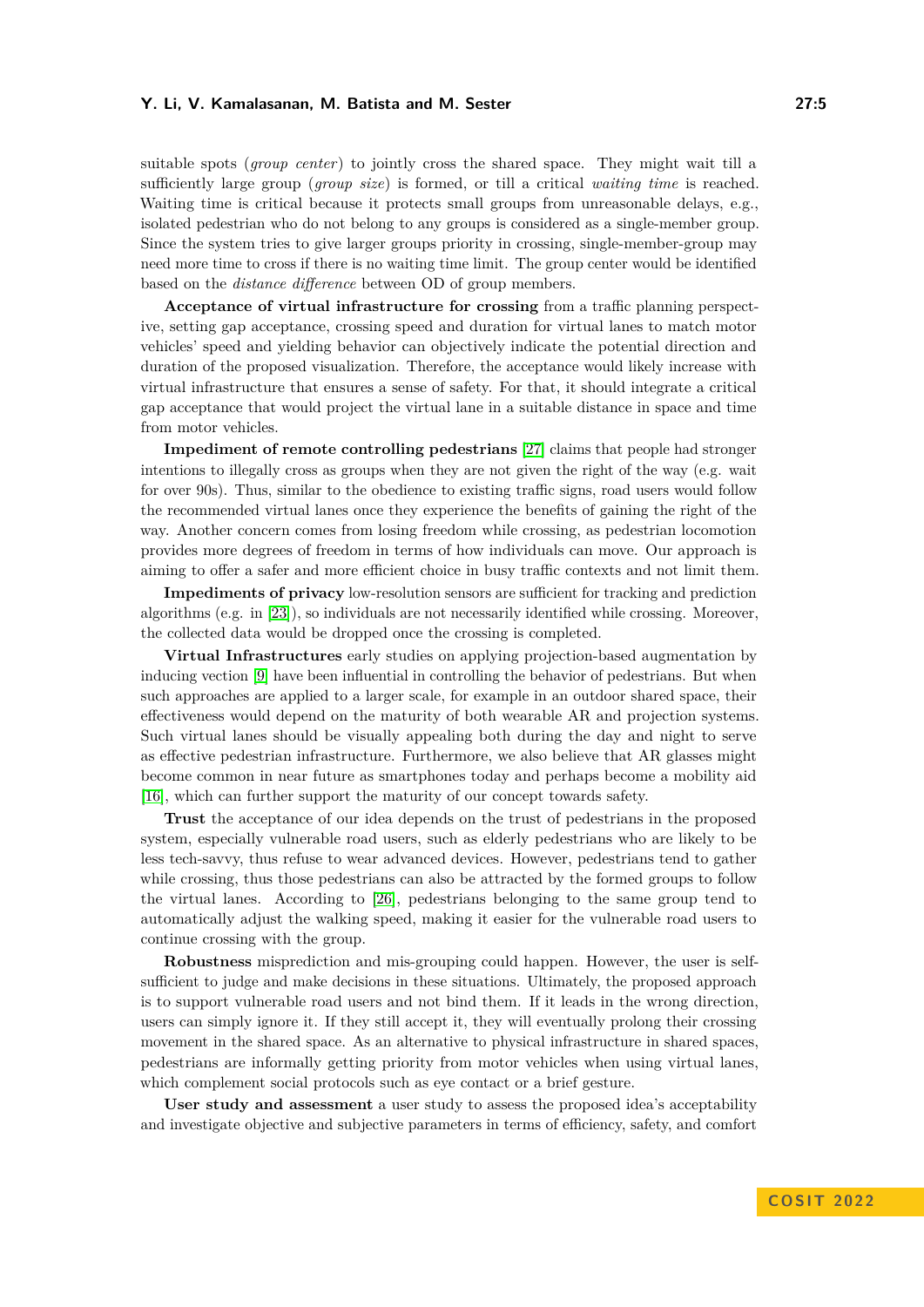suitable spots (*group center*) to jointly cross the shared space. They might wait till a sufficiently large group (*group size*) is formed, or till a critical *waiting time* is reached. Waiting time is critical because it protects small groups from unreasonable delays, e.g., isolated pedestrian who do not belong to any groups is considered as a single-member group. Since the system tries to give larger groups priority in crossing, single-member-group may need more time to cross if there is no waiting time limit. The group center would be identified based on the *distance difference* between OD of group members.

**Acceptance of virtual infrastructure for crossing** from a traffic planning perspective, setting gap acceptance, crossing speed and duration for virtual lanes to match motor vehicles' speed and yielding behavior can objectively indicate the potential direction and duration of the proposed visualization. Therefore, the acceptance would likely increase with virtual infrastructure that ensures a sense of safety. For that, it should integrate a critical gap acceptance that would project the virtual lane in a suitable distance in space and time from motor vehicles.

**Impediment of remote controlling pedestrians** [27] claims that people had stronger intentions to illegally cross as groups when they are not given the right of the way (e.g. wait for over 90s). Thus, similar to the obedience to existing traffic signs, road users would follow the recommended virtual lanes once they experience the benefits of gaining the right of the way. Another concern comes from losing freedom while crossing, as pedestrian locomotion provides more degrees of freedom in terms of how individuals can move. Our approach is aiming to offer a safer and more efficient choice in busy traffic contexts and not limit them.

**Impediments of privacy** low-resolution sensors are sufficient for tracking and prediction algorithms (e.g. in [23]), so individuals are not necessarily identified while crossing. Moreover, the collected data would be dropped once the crossing is completed.

**Virtual Infrastructures** early studies on applying projection-based augmentation by inducing vection [9] have been influential in controlling the behavior of pedestrians. But when such approaches are applied to a larger scale, for example in an outdoor shared space, their effectiveness would depend on the maturity of both wearable AR and projection systems. Such virtual lanes should be visually appealing both during the day and night to serve as effective pedestrian infrastructure. Furthermore, we also believe that AR glasses might become common in near future as smartphones today and perhaps become a mobility aid [16], which can further support the maturity of our concept towards safety.

**Trust** the acceptance of our idea depends on the trust of pedestrians in the proposed system, especially vulnerable road users, such as elderly pedestrians who are likely to be less tech-savvy, thus refuse to wear advanced devices. However, pedestrians tend to gather while crossing, thus those pedestrians can also be attracted by the formed groups to follow the virtual lanes. According to [26], pedestrians belonging to the same group tend to automatically adjust the walking speed, making it easier for the vulnerable road users to continue crossing with the group.

**Robustness** misprediction and mis-grouping could happen. However, the user is self-sufficient to judge and make decisions in these situations. Ultimately, the proposed approach is to support vulnerable road users and not bind them. If it leads in the wrong direction, users can simply ignore it. If they still accept it, they will eventually prolong their crossing movement in the shared space. As an alternative to physical infrastructure in shared spaces, pedestrians are informally getting priority from motor vehicles when using virtual lanes, which complement social protocols such as eye contact or a brief gesture.

**User study and assessment** a user study to assess the proposed idea's acceptability and investigate objective and subjective parameters in terms of efficiency, safety, and comfort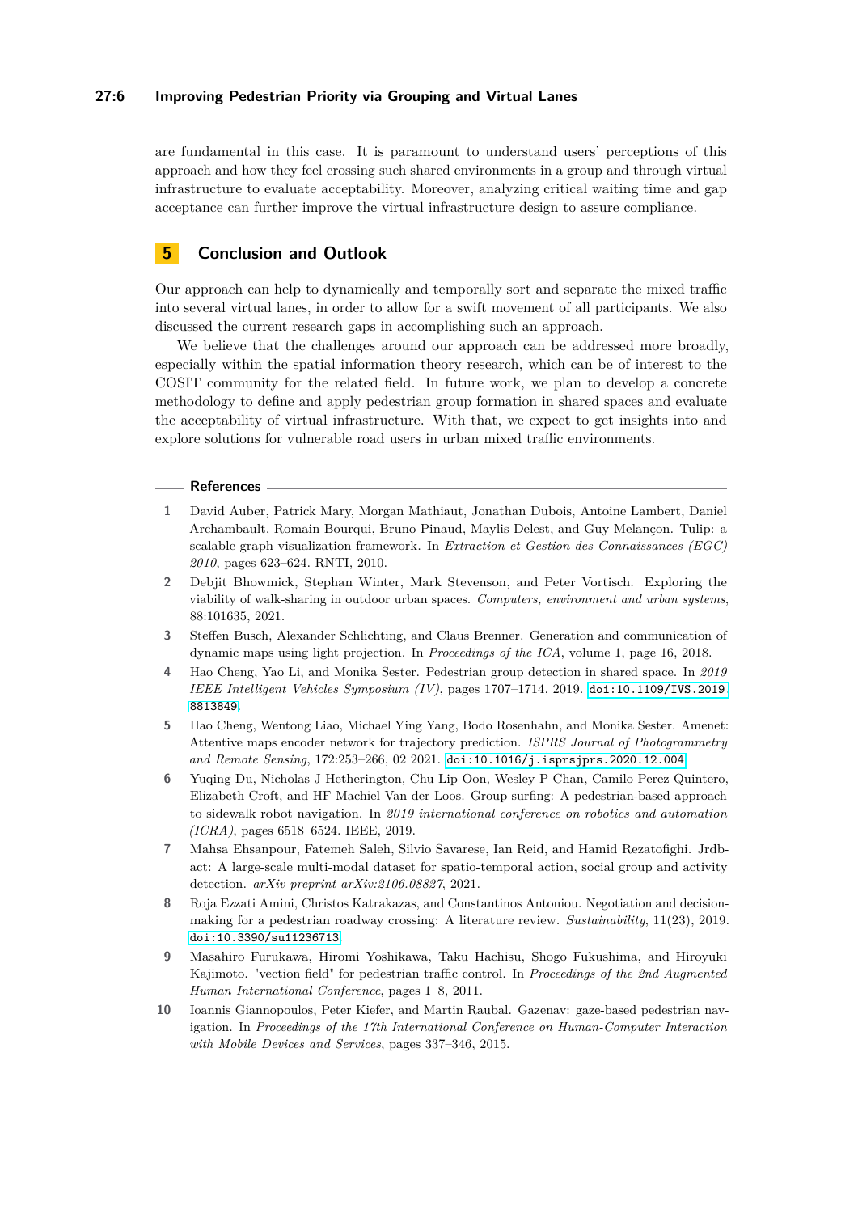are fundamental in this case. It is paramount to understand users' perceptions of this approach and how they feel crossing such shared environments in a group and through virtual infrastructure to evaluate acceptability. Moreover, analyzing critical waiting time and gap acceptance can further improve the virtual infrastructure design to assure compliance.

## 5 Conclusion and Outlook

Our approach can help to dynamically and temporally sort and separate the mixed traffic into several virtual lanes, in order to allow for a swift movement of all participants. We also discussed the current research gaps in accomplishing such an approach.

We believe that the challenges around our approach can be addressed more broadly, especially within the spatial information theory research, which can be of interest to the COSIT community for the related field. In future work, we plan to develop a concrete methodology to define and apply pedestrian group formation in shared spaces and evaluate the acceptability of virtual infrastructure. With that, we expect to get insights into and explore solutions for vulnerable road users in urban mixed traffic environments.

## References

1. David Auber, Patrick Mary, Morgan Mathiaut, Jonathan Dubois, Antoine Lambert, Daniel Archambault, Romain Bourqui, Bruno Pinaud, Maylis Delest, and Guy Melançon. Tulip: a scalable graph visualization framework. In *Extraction et Gestion des Connaissances (EGC) 2010*, pages 623–624. RNTI, 2010.
2. Debjit Bhowmick, Stephan Winter, Mark Stevenson, and Peter Vortisch. Exploring the viability of walk-sharing in outdoor urban spaces. *Computers, environment and urban systems*, 88:101635, 2021.
3. Steffen Busch, Alexander Schlichting, and Claus Brenner. Generation and communication of dynamic maps using light projection. In *Proceedings of the ICA*, volume 1, page 16, 2018.
4. Hao Cheng, Yao Li, and Monika Sester. Pedestrian group detection in shared space. In *2019 IEEE Intelligent Vehicles Symposium (IV)*, pages 1707–1714, 2019. doi:10.1109/IVS.2019.8813849.
5. Hao Cheng, Wentong Liao, Michael Ying Yang, Bodo Rosenhahn, and Monika Sester. Amenet: Attentive maps encoder network for trajectory prediction. *ISPRS Journal of Photogrammetry and Remote Sensing*, 172:253–266, 02 2021. doi:10.1016/j.isprsjprs.2020.12.004.
6. Yuqing Du, Nicholas J Hetherington, Chu Lip Oon, Wesley P Chan, Camilo Perez Quintero, Elizabeth Croft, and HF Machiel Van der Loos. Group surfing: A pedestrian-based approach to sidewalk robot navigation. In *2019 international conference on robotics and automation (ICRA)*, pages 6518–6524. IEEE, 2019.
7. Mahsa Ehsanpour, Fatemeh Saleh, Silvio Savarese, Ian Reid, and Hamid Rezatofighi. Jrdb-act: A large-scale multi-modal dataset for spatio-temporal action, social group and activity detection. *arXiv preprint arXiv:2106.08827*, 2021.
8. Roja Ezzati Amini, Christos Katrakazas, and Constantinos Antoniou. Negotiation and decision-making for a pedestrian roadway crossing: A literature review. *Sustainability*, 11(23), 2019. doi:10.3390/su11236713.
9. Masahiro Furukawa, Hiromi Yoshikawa, Taku Hachisu, Shogo Fukushima, and Hiroyuki Kajimoto. "vection field" for pedestrian traffic control. In *Proceedings of the 2nd Augmented Human International Conference*, pages 1–8, 2011.
10. Ioannis Giannopoulos, Peter Kiefer, and Martin Raubal. Gazenav: gaze-based pedestrian navigation. In *Proceedings of the 17th International Conference on Human-Computer Interaction with Mobile Devices and Services*, pages 337–346, 2015.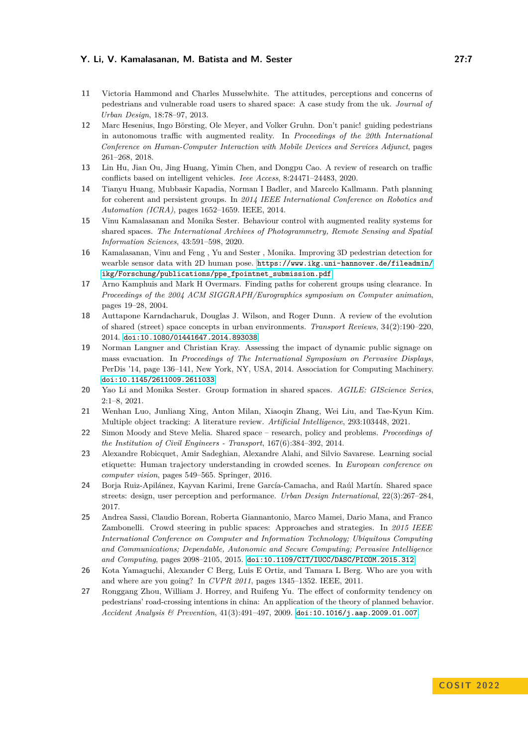11 Victoria Hammond and Charles Musselwhite. The attitudes, perceptions and concerns of pedestrians and vulnerable road users to shared space: A case study from the uk. *Journal of Urban Design*, 18:78–97, 2013.

12 Marc Hesenius, Ingo Börsting, Ole Meyer, and Volker Gruhn. Don't panic! guiding pedestrians in autonomous traffic with augmented reality. In *Proceedings of the 20th International Conference on Human-Computer Interaction with Mobile Devices and Services Adjunct*, pages 261–268, 2018.

13 Lin Hu, Jian Ou, Jing Huang, Yimin Chen, and Dongpu Cao. A review of research on traffic conflicts based on intelligent vehicles. *Ieee Access*, 8:24471–24483, 2020.

14 Tianyu Huang, Mubbasir Kapadia, Norman I Badler, and Marcelo Kallmann. Path planning for coherent and persistent groups. In *2014 IEEE International Conference on Robotics and Automation (ICRA)*, pages 1652–1659. IEEE, 2014.

15 Vinu Kamalasanan and Monika Sester. Behaviour control with augmented reality systems for shared spaces. *The International Archives of Photogrammetry, Remote Sensing and Spatial Information Sciences*, 43:591–598, 2020.

16 Kamalasanan, Vinu and Feng , Yu and Sester , Monika. Improving 3D pedestrian detection for wearable sensor data with 2D human pose. `https://www.ikg.uni-hannover.de/fileadmin/ikg/Forschung/publications/ppe_fpointnet_submission.pdf`.

17 Arno Kamphuis and Mark H Overmars. Finding paths for coherent groups using clearance. In *Proceedings of the 2004 ACM SIGGRAPH/Eurographics symposium on Computer animation*, pages 19–28, 2004.

18 Auttapone Karndacharuk, Douglas J. Wilson, and Roger Dunn. A review of the evolution of shared (street) space concepts in urban environments. *Transport Reviews*, 34(2):190–220, 2014. `doi:10.1080/01441647.2014.893038`.

19 Norman Langner and Christian Kray. Assessing the impact of dynamic public signage on mass evacuation. In *Proceedings of The International Symposium on Pervasive Displays*, PerDis '14, page 136–141, New York, NY, USA, 2014. Association for Computing Machinery. `doi:10.1145/2611009.2611033`.

20 Yao Li and Monika Sester. Group formation in shared spaces. *AGILE: GIScience Series*, 2:1–8, 2021.

21 Wenhan Luo, Junliang Xing, Anton Milan, Xiaoqin Zhang, Wei Liu, and Tae-Kyun Kim. Multiple object tracking: A literature review. *Artificial Intelligence*, 293:103448, 2021.

22 Simon Moody and Steve Melia. Shared space – research, policy and problems. *Proceedings of the Institution of Civil Engineers - Transport*, 167(6):384–392, 2014.

23 Alexandre Robicquet, Amir Sadeghian, Alexandre Alahi, and Silvio Savarese. Learning social etiquette: Human trajectory understanding in crowded scenes. In *European conference on computer vision*, pages 549–565. Springer, 2016.

24 Borja Ruiz-Apilánez, Kayvan Karimi, Irene García-Camacha, and Raúl Martín. Shared space streets: design, user perception and performance. *Urban Design International*, 22(3):267–284, 2017.

25 Andrea Sassi, Claudio Borean, Roberta Giannantonio, Marco Mamei, Dario Mana, and Franco Zambonelli. Crowd steering in public spaces: Approaches and strategies. In *2015 IEEE International Conference on Computer and Information Technology; Ubiquitous Computing and Communications; Dependable, Autonomic and Secure Computing; Pervasive Intelligence and Computing*, pages 2098–2105, 2015. `doi:10.1109/CIT/IUCC/DASC/PICOM.2015.312`.

26 Kota Yamaguchi, Alexander C Berg, Luis E Ortiz, and Tamara L Berg. Who are you with and where are you going? In *CVPR 2011*, pages 1345–1352. IEEE, 2011.

27 Ronggang Zhou, William J. Horrey, and Ruifeng Yu. The effect of conformity tendency on pedestrians' road-crossing intentions in china: An application of the theory of planned behavior. *Accident Analysis & Prevention*, 41(3):491–497, 2009. `doi:10.1016/j.aap.2009.01.007`.